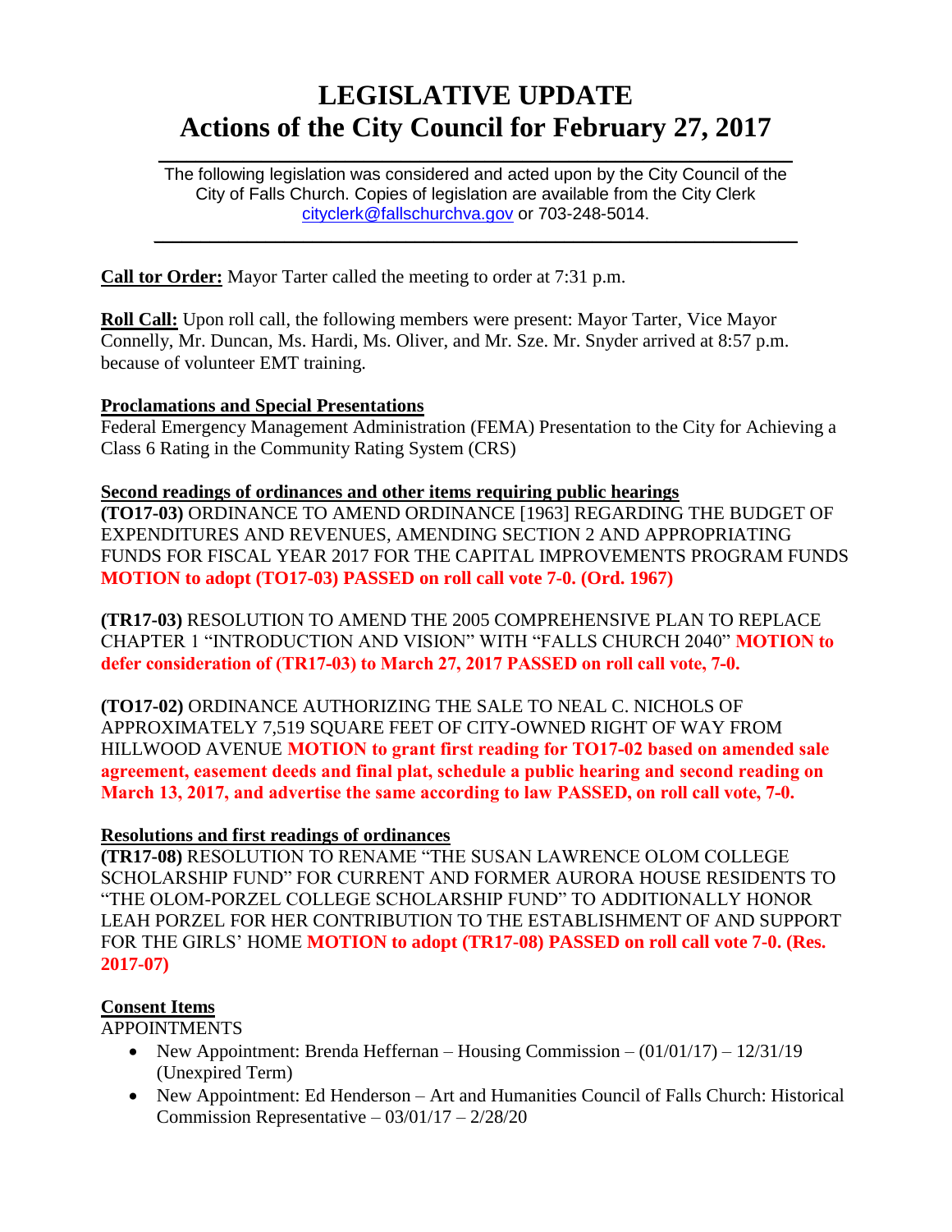# LEGISLATIVE UPDATE
# Actions of the City Council for February 27, 2017

The following legislation was considered and acted upon by the City Council of the City of Falls Church. Copies of legislation are available from the City Clerk cityclerk@fallschurchva.gov or 703-248-5014.

---

**Call tor Order:** Mayor Tarter called the meeting to order at 7:31 p.m.

**Roll Call:** Upon roll call, the following members were present: Mayor Tarter, Vice Mayor Connelly, Mr. Duncan, Ms. Hardi, Ms. Oliver, and Mr. Sze. Mr. Snyder arrived at 8:57 p.m. because of volunteer EMT training.

**Proclamations and Special Presentations**

Federal Emergency Management Administration (FEMA) Presentation to the City for Achieving a Class 6 Rating in the Community Rating System (CRS)

**Second readings of ordinances and other items requiring public hearings**

**(TO17-03)** ORDINANCE TO AMEND ORDINANCE [1963] REGARDING THE BUDGET OF EXPENDITURES AND REVENUES, AMENDING SECTION 2 AND APPROPRIATING FUNDS FOR FISCAL YEAR 2017 FOR THE CAPITAL IMPROVEMENTS PROGRAM FUNDS **MOTION to adopt (TO17-03) PASSED on roll call vote 7-0. (Ord. 1967)**

**(TR17-03)** RESOLUTION TO AMEND THE 2005 COMPREHENSIVE PLAN TO REPLACE CHAPTER 1 "INTRODUCTION AND VISION" WITH "FALLS CHURCH 2040" **MOTION to defer consideration of (TR17-03) to March 27, 2017 PASSED on roll call vote, 7-0.**

**(TO17-02)** ORDINANCE AUTHORIZING THE SALE TO NEAL C. NICHOLS OF APPROXIMATELY 7,519 SQUARE FEET OF CITY-OWNED RIGHT OF WAY FROM HILLWOOD AVENUE **MOTION to grant first reading for TO17-02 based on amended sale agreement, easement deeds and final plat, schedule a public hearing and second reading on March 13, 2017, and advertise the same according to law PASSED, on roll call vote, 7-0.**

**Resolutions and first readings of ordinances**

**(TR17-08)** RESOLUTION TO RENAME "THE SUSAN LAWRENCE OLOM COLLEGE SCHOLARSHIP FUND" FOR CURRENT AND FORMER AURORA HOUSE RESIDENTS TO "THE OLOM-PORZEL COLLEGE SCHOLARSHIP FUND" TO ADDITIONALLY HONOR LEAH PORZEL FOR HER CONTRIBUTION TO THE ESTABLISHMENT OF AND SUPPORT FOR THE GIRLS' HOME **MOTION to adopt (TR17-08) PASSED on roll call vote 7-0. (Res. 2017-07)**

**Consent Items**

APPOINTMENTS

- New Appointment: Brenda Heffernan – Housing Commission – (01/01/17) – 12/31/19 (Unexpired Term)
- New Appointment: Ed Henderson – Art and Humanities Council of Falls Church: Historical Commission Representative – 03/01/17 – 2/28/20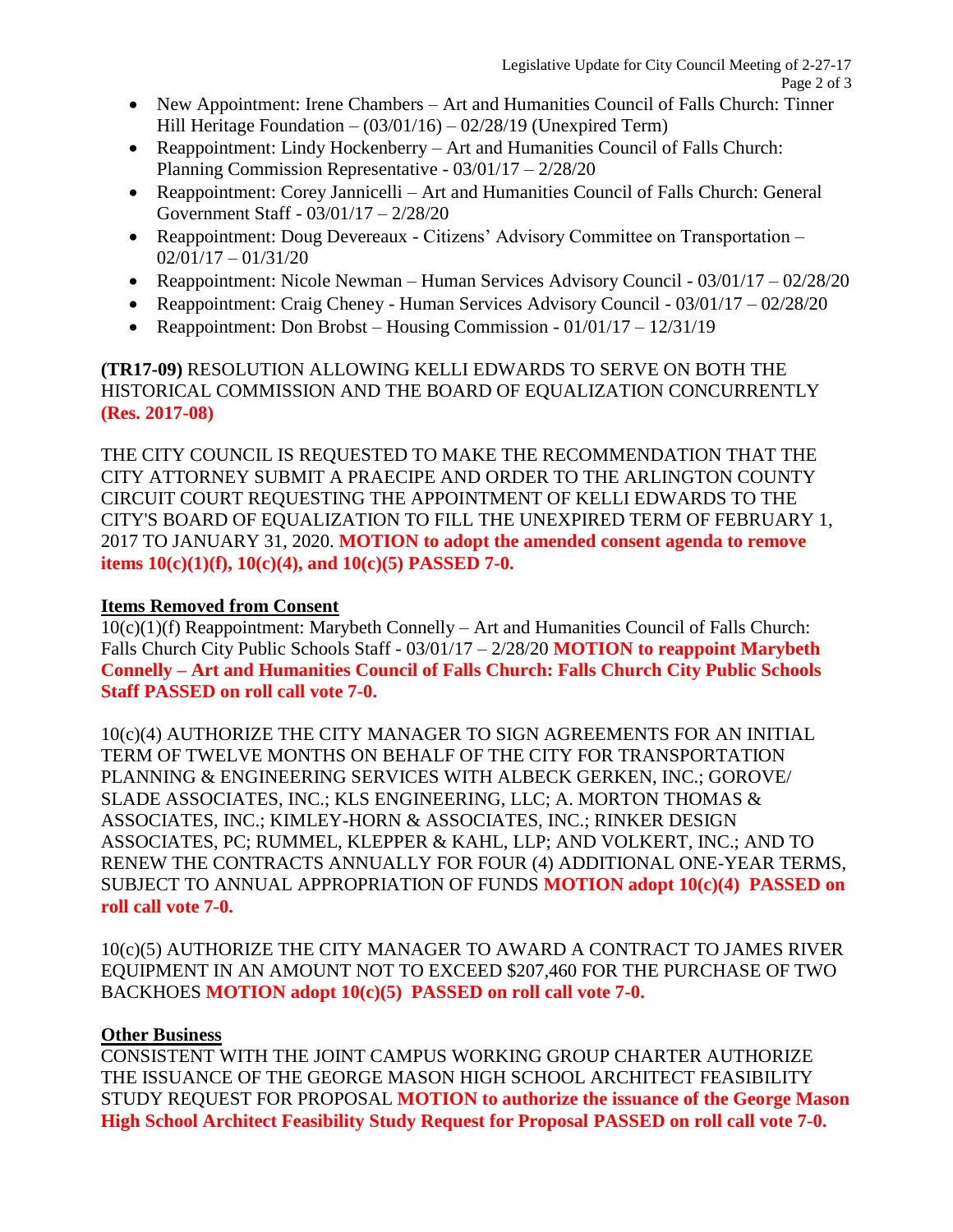- New Appointment: Irene Chambers – Art and Humanities Council of Falls Church: Tinner Hill Heritage Foundation – (03/01/16) – 02/28/19 (Unexpired Term)
- Reappointment: Lindy Hockenberry – Art and Humanities Council of Falls Church: Planning Commission Representative - 03/01/17 – 2/28/20
- Reappointment: Corey Jannicelli – Art and Humanities Council of Falls Church: General Government Staff - 03/01/17 – 2/28/20
- Reappointment: Doug Devereaux - Citizens' Advisory Committee on Transportation – 02/01/17 – 01/31/20
- Reappointment: Nicole Newman – Human Services Advisory Council - 03/01/17 – 02/28/20
- Reappointment: Craig Cheney - Human Services Advisory Council - 03/01/17 – 02/28/20
- Reappointment: Don Brobst – Housing Commission - 01/01/17 – 12/31/19

**(TR17-09)** RESOLUTION ALLOWING KELLI EDWARDS TO SERVE ON BOTH THE HISTORICAL COMMISSION AND THE BOARD OF EQUALIZATION CONCURRENTLY **(Res. 2017-08)**

THE CITY COUNCIL IS REQUESTED TO MAKE THE RECOMMENDATION THAT THE CITY ATTORNEY SUBMIT A PRAECIPE AND ORDER TO THE ARLINGTON COUNTY CIRCUIT COURT REQUESTING THE APPOINTMENT OF KELLI EDWARDS TO THE CITY'S BOARD OF EQUALIZATION TO FILL THE UNEXPIRED TERM OF FEBRUARY 1, 2017 TO JANUARY 31, 2020. **MOTION to adopt the amended consent agenda to remove items 10(c)(1)(f), 10(c)(4), and 10(c)(5) PASSED 7-0.**

## Items Removed from Consent

10(c)(1)(f) Reappointment: Marybeth Connelly – Art and Humanities Council of Falls Church: Falls Church City Public Schools Staff - 03/01/17 – 2/28/20 **MOTION to reappoint Marybeth Connelly – Art and Humanities Council of Falls Church: Falls Church City Public Schools Staff PASSED on roll call vote 7-0.**

10(c)(4) AUTHORIZE THE CITY MANAGER TO SIGN AGREEMENTS FOR AN INITIAL TERM OF TWELVE MONTHS ON BEHALF OF THE CITY FOR TRANSPORTATION PLANNING & ENGINEERING SERVICES WITH ALBECK GERKEN, INC.; GOROVE/ SLADE ASSOCIATES, INC.; KLS ENGINEERING, LLC; A. MORTON THOMAS & ASSOCIATES, INC.; KIMLEY-HORN & ASSOCIATES, INC.; RINKER DESIGN ASSOCIATES, PC; RUMMEL, KLEPPER & KAHL, LLP; AND VOLKERT, INC.; AND TO RENEW THE CONTRACTS ANNUALLY FOR FOUR (4) ADDITIONAL ONE-YEAR TERMS, SUBJECT TO ANNUAL APPROPRIATION OF FUNDS **MOTION adopt 10(c)(4) PASSED on roll call vote 7-0.**

10(c)(5) AUTHORIZE THE CITY MANAGER TO AWARD A CONTRACT TO JAMES RIVER EQUIPMENT IN AN AMOUNT NOT TO EXCEED $207,460 FOR THE PURCHASE OF TWO BACKHOES **MOTION adopt 10(c)(5) PASSED on roll call vote 7-0.**

## Other Business

CONSISTENT WITH THE JOINT CAMPUS WORKING GROUP CHARTER AUTHORIZE THE ISSUANCE OF THE GEORGE MASON HIGH SCHOOL ARCHITECT FEASIBILITY STUDY REQUEST FOR PROPOSAL **MOTION to authorize the issuance of the George Mason High School Architect Feasibility Study Request for Proposal PASSED on roll call vote 7-0.**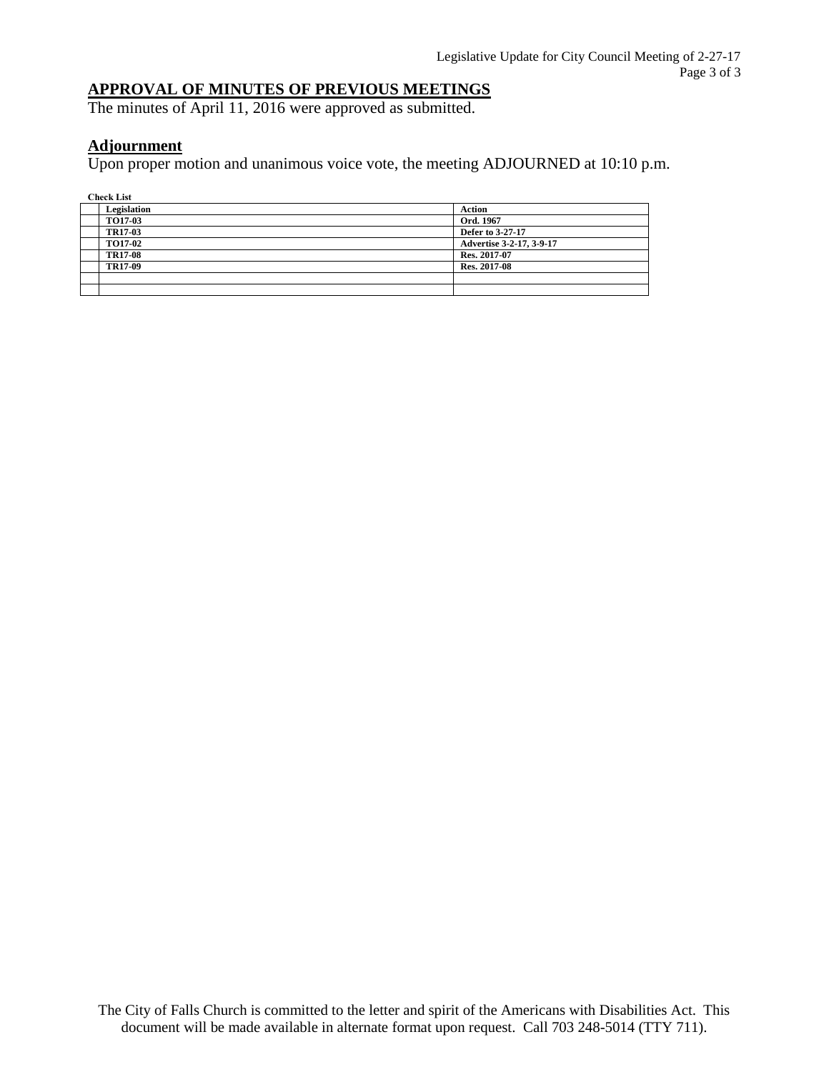## APPROVAL OF MINUTES OF PREVIOUS MEETINGS

The minutes of April 11, 2016 were approved as submitted.

## Adjournment

Upon proper motion and unanimous voice vote, the meeting ADJOURNED at 10:10 p.m.

**Check List**

| | Legislation | Action |
|---|---|---|
| | TO17-03 | Ord. 1967 |
| | TR17-03 | Defer to 3-27-17 |
| | TO17-02 | Advertise 3-2-17, 3-9-17 |
| | TR17-08 | Res. 2017-07 |
| | TR17-09 | Res. 2017-08 |
| | | |
| | | |

The City of Falls Church is committed to the letter and spirit of the Americans with Disabilities Act. This document will be made available in alternate format upon request. Call 703 248-5014 (TTY 711).